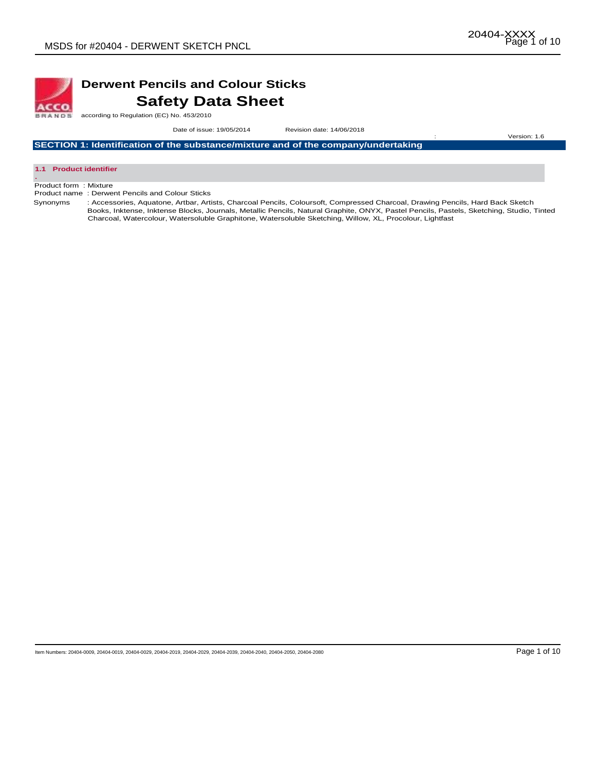# Derwent Pencils and Colour Sticks

# Safety Data Sheet

according to Regulation (EC) No. 453/2010

Date of issue: 19/05/2014 Revision date: 14/06/2018 : Version: 1.6

## SECTION 1: Identification of the substance/mixture and of the company/undertaking

### 1.1 Product identifier

Product form : Mixture

Product name : Derwent Pencils and Colour Sticks

Synonyms : Accessories, Aquatone, Artbar, Artists, Charcoal Pencils, Coloursoft, Compressed Charcoal, Drawing Pencils, Hard Back Sketch Books, Inktense, Inktense Blocks, Journals, Metallic Pencils, Natural Graphite, ONYX, Pastel Pencils, Pastels, Sketching, Studio, Tinted Charcoal, Watercolour, Watersoluble Graphitone, Watersoluble Sketching, Willow, XL, Procolour, Lightfast

Item Numbers: 20404-0009, 20404-0019, 20404-0029, 20404-2019, 20404-2029, 20404-2039, 20404-2040, 20404-2050, 20404-2080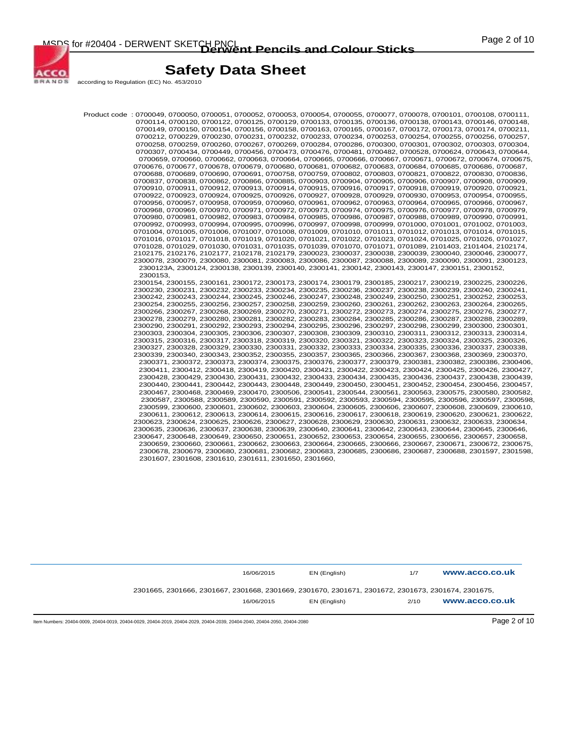Product code : 0700049, 0700050, 0700051, 0700052, 0700053, 0700054, 0700055, 0700077, 0700078, 0700101, 0700108, 0700111, 0700114, 0700120, 0700122, 0700125, 0700129, 0700133, 0700135, 0700136, 0700138, 0700143, 0700146, 0700148, 0700149, 0700150, 0700154, 0700156, 0700158, 0700163, 0700165, 0700167, 0700172, 0700173, 0700174, 0700211, 0700212, 0700229, 0700230, 0700231, 0700232, 0700233, 0700234, 0700253, 0700254, 0700255, 0700256, 0700257, 0700258, 0700259, 0700260, 0700267, 0700269, 0700284, 0700286, 0700300, 0700301, 0700302, 0700303, 0700304, 0700307, 0700434, 0700449, 0700456, 0700473, 0700476, 0700481, 0700482, 0700528, 0700624, 0700643, 0700644, 0700659, 0700660, 0700662, 0700663, 0700664, 0700665, 0700666, 0700667, 0700671, 0700672, 0700674, 0700675, 0700676, 0700677, 0700678, 0700679, 0700680, 0700681, 0700682, 0700683, 0700684, 0700685, 0700686, 0700687, 0700688, 0700689, 0700690, 0700691, 0700758, 0700759, 0700802, 0700803, 0700821, 0700822, 0700830, 0700836, 0700837, 0700838, 0700862, 0700866, 0700885, 0700903, 0700904, 0700905, 0700906, 0700907, 0700908, 0700909, 0700910, 0700911, 0700912, 0700913, 0700914, 0700915, 0700916, 0700917, 0700918, 0700919, 0700920, 0700921, 0700922, 0700923, 0700924, 0700925, 0700926, 0700927, 0700928, 0700929, 0700930, 0700953, 0700954, 0700955, 0700956, 0700957, 0700958, 0700959, 0700960, 0700961, 0700962, 0700963, 0700964, 0700965, 0700966, 0700967, 0700968, 0700969, 0700970, 0700971, 0700972, 0700973, 0700974, 0700975, 0700976, 0700977, 0700978, 0700979, 0700980, 0700981, 0700982, 0700983, 0700984, 0700985, 0700986, 0700987, 0700988, 0700989, 0700990, 0700991, 0700992, 0700993, 0700994, 0700995, 0700996, 0700997, 0700998, 0700999, 0701000, 0701001, 0701002, 0701003, 0701004, 0701005, 0701006, 0701007, 0701008, 0701009, 0701010, 0701011, 0701012, 0701013, 0701014, 0701015, 0701016, 0701017, 0701018, 0701019, 0701020, 0701021, 0701022, 0701023, 0701024, 0701025, 0701026, 0701027, 0701028, 0701029, 0701030, 0701031, 0701035, 0701039, 0701070, 0701071, 0701089, 2101403, 2101404, 2102174, 2102175, 2102176, 2102177, 2102178, 2102179, 2300023, 2300037, 2300038, 2300039, 2300040, 2300046, 2300077, 2300078, 2300079, 2300080, 2300081, 2300083, 2300086, 2300087, 2300088, 2300089, 2300090, 2300091, 2300123, 2300123A, 2300124, 2300138, 2300139, 2300140, 2300141, 2300142, 2300143, 2300147, 2300151, 2300152, 2300153,
2300154, 2300155, 2300161, 2300172, 2300173, 2300174, 2300179, 2300185, 2300217, 2300219, 2300225, 2300226, 2300230, 2300231, 2300232, 2300233, 2300234, 2300235, 2300236, 2300237, 2300238, 2300239, 2300240, 2300241, 2300242, 2300243, 2300244, 2300245, 2300246, 2300247, 2300248, 2300249, 2300250, 2300251, 2300252, 2300253, 2300254, 2300255, 2300256, 2300257, 2300258, 2300259, 2300260, 2300261, 2300262, 2300263, 2300264, 2300265, 2300266, 2300267, 2300268, 2300269, 2300270, 2300271, 2300272, 2300273, 2300274, 2300275, 2300276, 2300277, 2300278, 2300279, 2300280, 2300281, 2300282, 2300283, 2300284, 2300285, 2300286, 2300287, 2300288, 2300289, 2300290, 2300291, 2300292, 2300293, 2300294, 2300295, 2300296, 2300297, 2300298, 2300299, 2300300, 2300301, 2300303, 2300304, 2300305, 2300306, 2300307, 2300308, 2300309, 2300310, 2300311, 2300312, 2300313, 2300314, 2300315, 2300316, 2300317, 2300318, 2300319, 2300320, 2300321, 2300322, 2300323, 2300324, 2300325, 2300326, 2300327, 2300328, 2300329, 2300330, 2300331, 2300332, 2300333, 2300334, 2300335, 2300336, 2300337, 2300338, 2300339, 2300340, 2300343, 2300352, 2300355, 2300357, 2300365, 2300366, 2300367, 2300368, 2300369, 2300370, 2300371, 2300372, 2300373, 2300374, 2300375, 2300376, 2300377, 2300379, 2300381, 2300382, 2300386, 2300406, 2300411, 2300412, 2300418, 2300419, 2300420, 2300421, 2300422, 2300423, 2300424, 2300425, 2300426, 2300427, 2300428, 2300429, 2300430, 2300431, 2300432, 2300433, 2300434, 2300435, 2300436, 2300437, 2300438, 2300439, 2300440, 2300441, 2300442, 2300443, 2300448, 2300449, 2300450, 2300451, 2300452, 2300454, 2300456, 2300457, 2300467, 2300468, 2300469, 2300470, 2300506, 2300541, 2300544, 2300561, 2300563, 2300575, 2300580, 2300582, 2300587, 2300588, 2300589, 2300590, 2300591, 2300592, 2300593, 2300594, 2300595, 2300596, 2300597, 2300598, 2300599, 2300600, 2300601, 2300602, 2300603, 2300604, 2300605, 2300606, 2300607, 2300608, 2300609, 2300610, 2300611, 2300612, 2300613, 2300614, 2300615, 2300616, 2300617, 2300618, 2300619, 2300620, 2300621, 2300622, 2300623, 2300624, 2300625, 2300626, 2300627, 2300628, 2300629, 2300630, 2300631, 2300632, 2300633, 2300634, 2300635, 2300636, 2300637, 2300638, 2300639, 2300640, 2300641, 2300642, 2300643, 2300644, 2300645, 2300646, 2300647, 2300648, 2300649, 2300650, 2300651, 2300652, 2300653, 2300654, 2300655, 2300656, 2300657, 2300658, 2300659, 2300660, 2300661, 2300662, 2300663, 2300664, 2300665, 2300666, 2300667, 2300671, 2300672, 2300675, 2300678, 2300679, 2300680, 2300681, 2300682, 2300683, 2300685, 2300686, 2300687, 2300688, 2301597, 2301598, 2301607, 2301608, 2301610, 2301611, 2301650, 2301660,
2301665, 2301666, 2301667, 2301668, 2301669, 2301670, 2301671, 2301672, 2301673, 2301674, 2301675,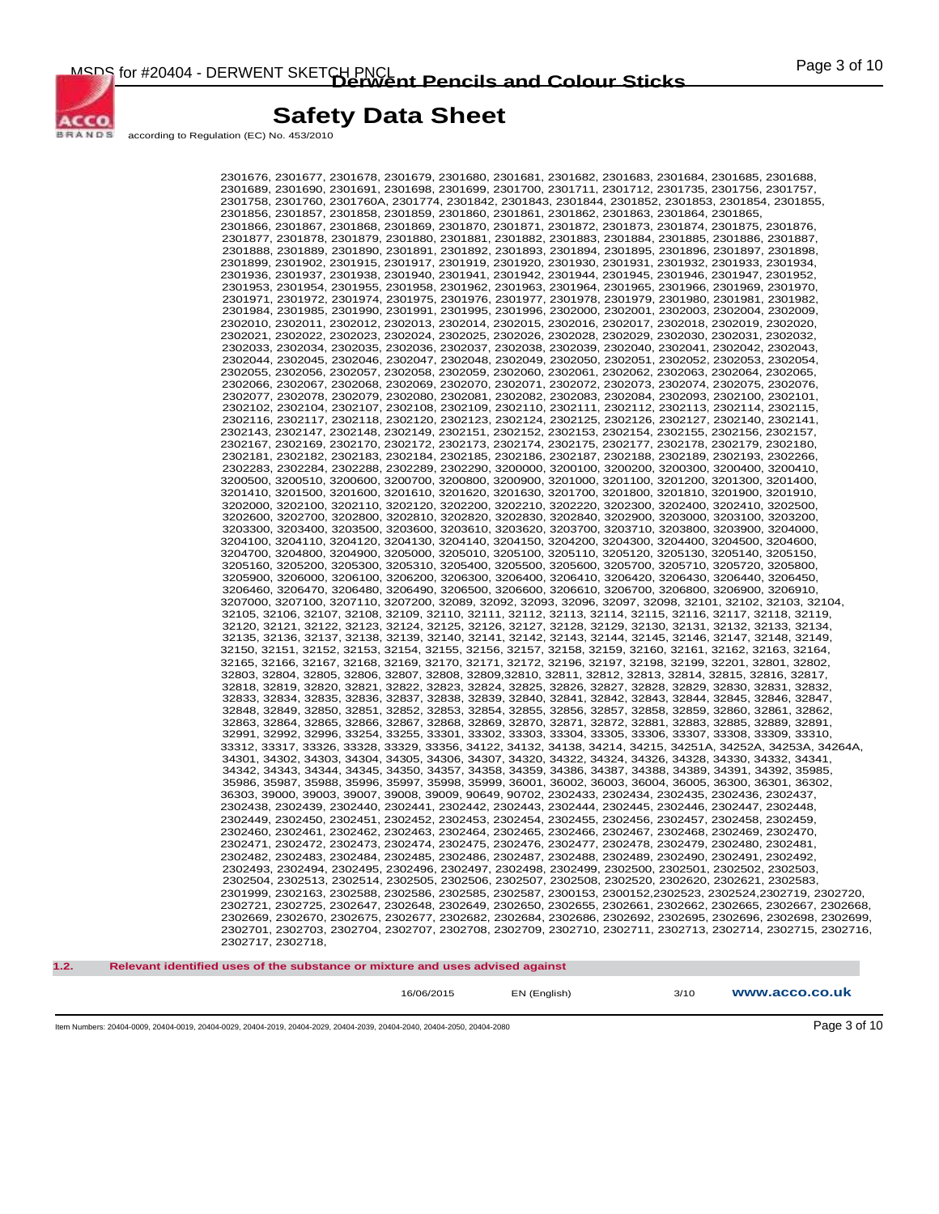2301676, 2301677, 2301678, 2301679, 2301680, 2301681, 2301682, 2301683, 2301684, 2301685, 2301688, 2301689, 2301690, 2301691, 2301698, 2301699, 2301700, 2301711, 2301712, 2301735, 2301756, 2301757, 2301758, 2301760, 2301760A, 2301774, 2301842, 2301843, 2301844, 2301852, 2301853, 2301854, 2301855, 2301856, 2301857, 2301858, 2301859, 2301860, 2301861, 2301862, 2301863, 2301864, 2301865, 2301866, 2301867, 2301868, 2301869, 2301870, 2301871, 2301872, 2301873, 2301874, 2301875, 2301876, 2301877, 2301878, 2301879, 2301880, 2301881, 2301882, 2301883, 2301884, 2301885, 2301886, 2301887, 2301888, 2301889, 2301890, 2301891, 2301892, 2301893, 2301894, 2301895, 2301896, 2301897, 2301898, 2301899, 2301902, 2301915, 2301917, 2301919, 2301920, 2301930, 2301931, 2301932, 2301933, 2301934, 2301936, 2301937, 2301938, 2301940, 2301941, 2301942, 2301944, 2301945, 2301946, 2301947, 2301952, 2301953, 2301954, 2301955, 2301958, 2301962, 2301963, 2301964, 2301965, 2301966, 2301969, 2301970, 2301971, 2301972, 2301974, 2301975, 2301976, 2301977, 2301978, 2301979, 2301980, 2301981, 2301982, 2301984, 2301985, 2301990, 2301991, 2301995, 2301996, 2302000, 2302001, 2302003, 2302004, 2302009, 2302010, 2302011, 2302012, 2302013, 2302014, 2302015, 2302016, 2302017, 2302018, 2302019, 2302020, 2302021, 2302022, 2302023, 2302024, 2302025, 2302026, 2302028, 2302029, 2302030, 2302031, 2302032, 2302033, 2302034, 2302035, 2302036, 2302037, 2302038, 2302039, 2302040, 2302041, 2302042, 2302043, 2302044, 2302045, 2302046, 2302047, 2302048, 2302049, 2302050, 2302051, 2302052, 2302053, 2302054, 2302055, 2302056, 2302057, 2302058, 2302059, 2302060, 2302061, 2302062, 2302063, 2302064, 2302065, 2302066, 2302067, 2302068, 2302069, 2302070, 2302071, 2302072, 2302073, 2302074, 2302075, 2302076, 2302077, 2302078, 2302079, 2302080, 2302081, 2302082, 2302083, 2302084, 2302093, 2302100, 2302101, 2302102, 2302104, 2302107, 2302108, 2302109, 2302110, 2302111, 2302112, 2302113, 2302114, 2302115, 2302116, 2302117, 2302118, 2302120, 2302123, 2302124, 2302125, 2302126, 2302127, 2302140, 2302141, 2302143, 2302147, 2302148, 2302149, 2302151, 2302152, 2302153, 2302154, 2302155, 2302156, 2302157, 2302167, 2302169, 2302170, 2302172, 2302173, 2302174, 2302175, 2302177, 2302178, 2302179, 2302180, 2302181, 2302182, 2302183, 2302184, 2302185, 2302186, 2302187, 2302188, 2302189, 2302193, 2302266, 2302283, 2302284, 2302288, 2302289, 2302290, 3200000, 3200100, 3200200, 3200300, 3200400, 3200410, 3200500, 3200510, 3200600, 3200700, 3200800, 3200900, 3201000, 3201100, 3201200, 3201300, 3201400, 3201410, 3201500, 3201600, 3201610, 3201620, 3201630, 3201700, 3201800, 3201810, 3201900, 3201910, 3202000, 3202100, 3202110, 3202120, 3202200, 3202210, 3202220, 3202300, 3202400, 3202410, 3202500, 3202600, 3202700, 3202800, 3202810, 3202820, 3202830, 3202840, 3202900, 3203000, 3203100, 3203200, 3203300, 3203400, 3203500, 3203600, 3203610, 3203620, 3203700, 3203710, 3203800, 3203900, 3204000, 3204100, 3204110, 3204120, 3204130, 3204140, 3204150, 3204200, 3204300, 3204400, 3204500, 3204600, 3204700, 3204800, 3204900, 3205000, 3205010, 3205100, 3205110, 3205120, 3205130, 3205140, 3205150, 3205160, 3205200, 3205300, 3205310, 3205400, 3205500, 3205600, 3205700, 3205710, 3205720, 3205800, 3205900, 3206000, 3206100, 3206200, 3206300, 3206400, 3206410, 3206420, 3206430, 3206440, 3206450, 3206460, 3206470, 3206480, 3206490, 3206500, 3206600, 3206610, 3206700, 3206800, 3206900, 3206910, 3207000, 3207100, 3207110, 3207200, 32089, 32092, 32093, 32096, 32097, 32098, 32101, 32102, 32103, 32104, 32105, 32106, 32107, 32108, 32109, 32110, 32111, 32112, 32113, 32114, 32115, 32116, 32117, 32118, 32119, 32120, 32121, 32122, 32123, 32124, 32125, 32126, 32127, 32128, 32129, 32130, 32131, 32132, 32133, 32134, 32135, 32136, 32137, 32138, 32139, 32140, 32141, 32142, 32143, 32144, 32145, 32146, 32147, 32148, 32149, 32150, 32151, 32152, 32153, 32154, 32155, 32156, 32157, 32158, 32159, 32160, 32161, 32162, 32163, 32164, 32165, 32166, 32167, 32168, 32169, 32170, 32171, 32172, 32196, 32197, 32198, 32199, 32201, 32801, 32802, 32803, 32804, 32805, 32806, 32807, 32808, 32809,32810, 32811, 32812, 32813, 32814, 32815, 32816, 32817, 32818, 32819, 32820, 32821, 32822, 32823, 32824, 32825, 32826, 32827, 32828, 32829, 32830, 32831, 32832, 32833, 32834, 32835, 32836, 32837, 32838, 32839, 32840, 32841, 32842, 32843, 32844, 32845, 32846, 32847, 32848, 32849, 32850, 32851, 32852, 32853, 32854, 32855, 32856, 32857, 32858, 32859, 32860, 32861, 32862, 32863, 32864, 32865, 32866, 32867, 32868, 32869, 32870, 32871, 32872, 32881, 32883, 32885, 32889, 32891, 32991, 32992, 32996, 33254, 33255, 33301, 33302, 33303, 33304, 33305, 33306, 33307, 33308, 33309, 33310, 33312, 33317, 33326, 33328, 33329, 33356, 34122, 34132, 34138, 34214, 34215, 34251A, 34252A, 34253A, 34264A, 34301, 34302, 34303, 34304, 34305, 34306, 34307, 34320, 34322, 34324, 34326, 34328, 34330, 34332, 34341, 34342, 34343, 34344, 34345, 34350, 34357, 34358, 34359, 34386, 34387, 34388, 34389, 34391, 34392, 35985, 35986, 35987, 35988, 35996, 35997, 35998, 35999, 36001, 36002, 36003, 36004, 36005, 36300, 36301, 36302, 36303, 39000, 39003, 39007, 39008, 39009, 90649, 90702, 2302433, 2302434, 2302435, 2302436, 2302437, 2302438, 2302439, 2302440, 2302441, 2302442, 2302443, 2302444, 2302445, 2302446, 2302447, 2302448, 2302449, 2302450, 2302451, 2302452, 2302453, 2302454, 2302455, 2302456, 2302457, 2302458, 2302459, 2302460, 2302461, 2302462, 2302463, 2302464, 2302465, 2302466, 2302467, 2302468, 2302469, 2302470, 2302471, 2302472, 2302473, 2302474, 2302475, 2302476, 2302477, 2302478, 2302479, 2302480, 2302481, 2302482, 2302483, 2302484, 2302485, 2302486, 2302487, 2302488, 2302489, 2302490, 2302491, 2302492, 2302493, 2302494, 2302495, 2302496, 2302497, 2302498, 2302499, 2302500, 2302501, 2302502, 2302503, 2302504, 2302513, 2302514, 2302505, 2302506, 2302507, 2302508, 2302520, 2302620, 2302621, 2302583, 2301999, 2302163, 2302588, 2302586, 2302585, 2302587, 2300153, 2300152,2302523, 2302524,2302719, 2302720, 2302721, 2302725, 2302647, 2302648, 2302649, 2302650, 2302655, 2302661, 2302662, 2302665, 2302667, 2302668, 2302669, 2302670, 2302675, 2302677, 2302682, 2302684, 2302686, 2302692, 2302695, 2302696, 2302698, 2302699, 2302701, 2302703, 2302704, 2302707, 2302708, 2302709, 2302710, 2302711, 2302713, 2302714, 2302715, 2302716, 2302717, 2302718,

**1.2. Relevant identified uses of the substance or mixture and uses advised against**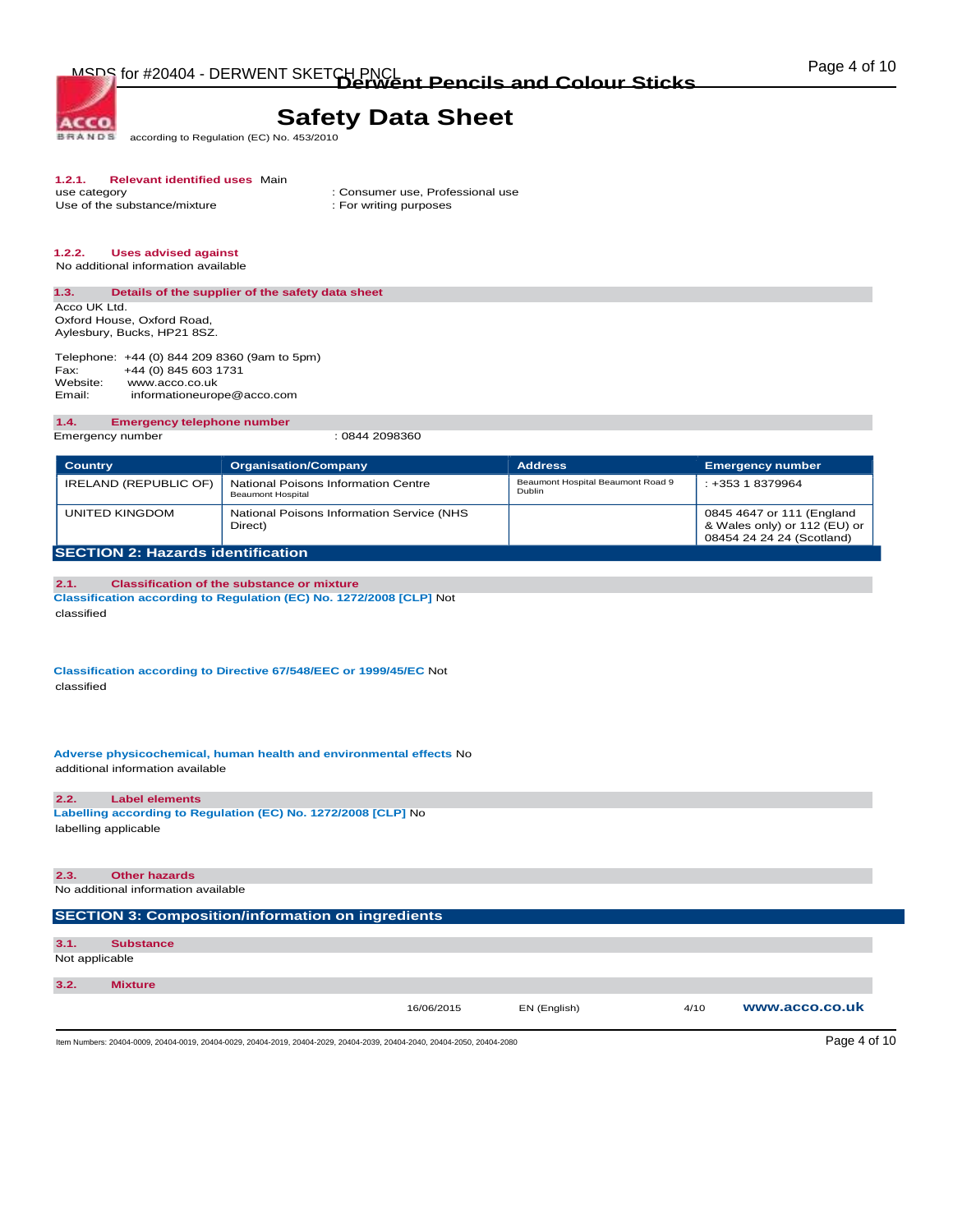#### 1.2.1. Relevant identified uses

Main use category : Consumer use, Professional use

Use of the substance/mixture : For writing purposes

#### 1.2.2. Uses advised against

No additional information available

### 1.3. Details of the supplier of the safety data sheet

Acco UK Ltd.
Oxford House, Oxford Road,
Aylesbury, Bucks, HP21 8SZ.

Telephone: +44 (0) 844 209 8360 (9am to 5pm)
Fax: +44 (0) 845 603 1731
Website: www.acco.co.uk
Email: informationeurope@acco.com

### 1.4. Emergency telephone number

Emergency number : 0844 2098360

| Country | Organisation/Company | Address | Emergency number |
|---|---|---|---|
| IRELAND (REPUBLIC OF) | National Poisons Information Centre Beaumont Hospital | Beaumont Hospital Beaumont Road 9 Dublin | : +353 1 8379964 |
| UNITED KINGDOM | National Poisons Information Service (NHS Direct) | | 0845 4647 or 111 (England & Wales only) or 112 (EU) or 08454 24 24 24 (Scotland) |

## SECTION 2: Hazards identification

### 2.1. Classification of the substance or mixture

**Classification according to Regulation (EC) No. 1272/2008 [CLP]** Not classified

**Classification according to Directive 67/548/EEC or 1999/45/EC** Not classified

**Adverse physicochemical, human health and environmental effects** No additional information available

### 2.2. Label elements

**Labelling according to Regulation (EC) No. 1272/2008 [CLP]** No labelling applicable

### 2.3. Other hazards

No additional information available

## SECTION 3: Composition/information on ingredients

### 3.1. Substance

Not applicable

### 3.2. Mixture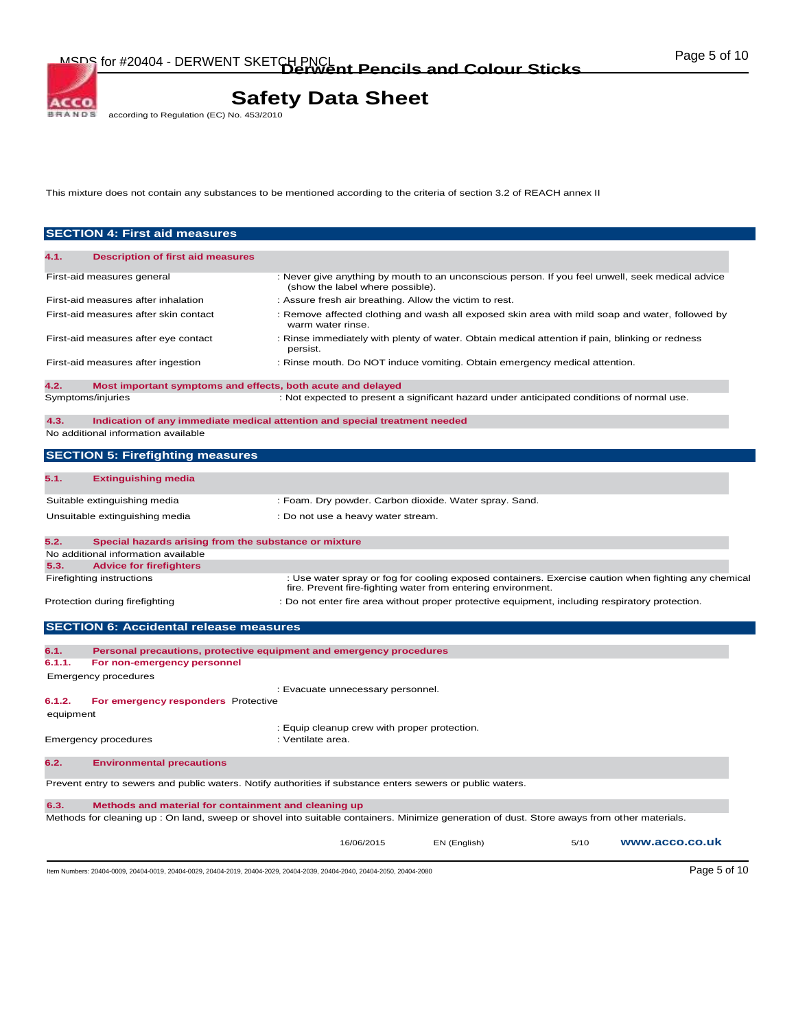This mixture does not contain any substances to be mentioned according to the criteria of section 3.2 of REACH annex II

## SECTION 4: First aid measures

### 4.1. Description of first aid measures

| | |
|---|---|
| First-aid measures general | : Never give anything by mouth to an unconscious person. If you feel unwell, seek medical advice (show the label where possible). |
| First-aid measures after inhalation | : Assure fresh air breathing. Allow the victim to rest. |
| First-aid measures after skin contact | : Remove affected clothing and wash all exposed skin area with mild soap and water, followed by warm water rinse. |
| First-aid measures after eye contact | : Rinse immediately with plenty of water. Obtain medical attention if pain, blinking or redness persist. |
| First-aid measures after ingestion | : Rinse mouth. Do NOT induce vomiting. Obtain emergency medical attention. |

### 4.2. Most important symptoms and effects, both acute and delayed

| | |
|---|---|
| Symptoms/injuries | : Not expected to present a significant hazard under anticipated conditions of normal use. |

### 4.3. Indication of any immediate medical attention and special treatment needed

No additional information available

## SECTION 5: Firefighting measures

### 5.1. Extinguishing media

| | |
|---|---|
| Suitable extinguishing media | : Foam. Dry powder. Carbon dioxide. Water spray. Sand. |
| Unsuitable extinguishing media | : Do not use a heavy water stream. |

### 5.2. Special hazards arising from the substance or mixture

No additional information available

### 5.3. Advice for firefighters

| | |
|---|---|
| Firefighting instructions | : Use water spray or fog for cooling exposed containers. Exercise caution when fighting any chemical fire. Prevent fire-fighting water from entering environment. |
| Protection during firefighting | : Do not enter fire area without proper protective equipment, including respiratory protection. |

## SECTION 6: Accidental release measures

### 6.1. Personal precautions, protective equipment and emergency procedures

#### 6.1.1. For non-emergency personnel

| | |
|---|---|
| Emergency procedures | : Evacuate unnecessary personnel. |

#### 6.1.2. For emergency responders

| | |
|---|---|
| Protective equipment | : Equip cleanup crew with proper protection. |
| Emergency procedures | : Ventilate area. |

### 6.2. Environmental precautions

Prevent entry to sewers and public waters. Notify authorities if substance enters sewers or public waters.

### 6.3. Methods and material for containment and cleaning up

Methods for cleaning up : On land, sweep or shovel into suitable containers. Minimize generation of dust. Store aways from other materials.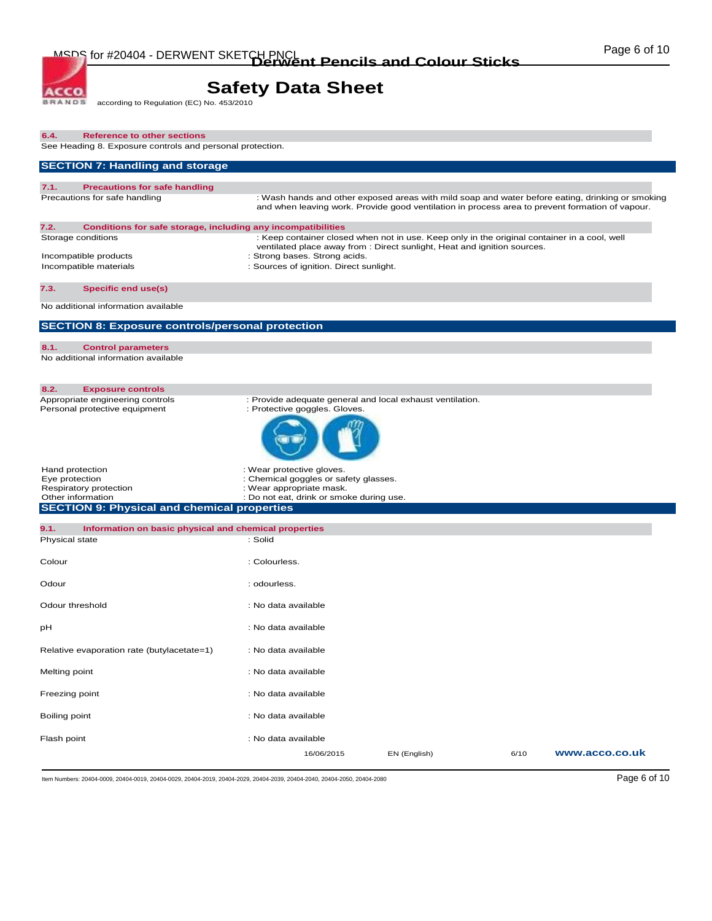### 6.4. Reference to other sections

See Heading 8. Exposure controls and personal protection.

## SECTION 7: Handling and storage

### 7.1. Precautions for safe handling

| | |
|---|---|
| Precautions for safe handling | : Wash hands and other exposed areas with mild soap and water before eating, drinking or smoking and when leaving work. Provide good ventilation in process area to prevent formation of vapour. |

### 7.2. Conditions for safe storage, including any incompatibilities

| | |
|---|---|
| Storage conditions | : Keep container closed when not in use. Keep only in the original container in a cool, well ventilated place away from : Direct sunlight, Heat and ignition sources. |
| Incompatible products | : Strong bases. Strong acids. |
| Incompatible materials | : Sources of ignition. Direct sunlight. |

### 7.3. Specific end use(s)

No additional information available

## SECTION 8: Exposure controls/personal protection

### 8.1. Control parameters

No additional information available

### 8.2. Exposure controls

| | |
|---|---|
| Appropriate engineering controls | : Provide adequate general and local exhaust ventilation. |
| Personal protective equipment | : Protective goggles. Gloves. |
| Hand protection | : Wear protective gloves. |
| Eye protection | : Chemical goggles or safety glasses. |
| Respiratory protection | : Wear appropriate mask. |
| Other information | : Do not eat, drink or smoke during use. |

## SECTION 9: Physical and chemical properties

### 9.1. Information on basic physical and chemical properties

| | |
|---|---|
| Physical state | : Solid |
| Colour | : Colourless. |
| Odour | : odourless. |
| Odour threshold | : No data available |
| pH | : No data available |
| Relative evaporation rate (butylacetate=1) | : No data available |
| Melting point | : No data available |
| Freezing point | : No data available |
| Boiling point | : No data available |
| Flash point | : No data available |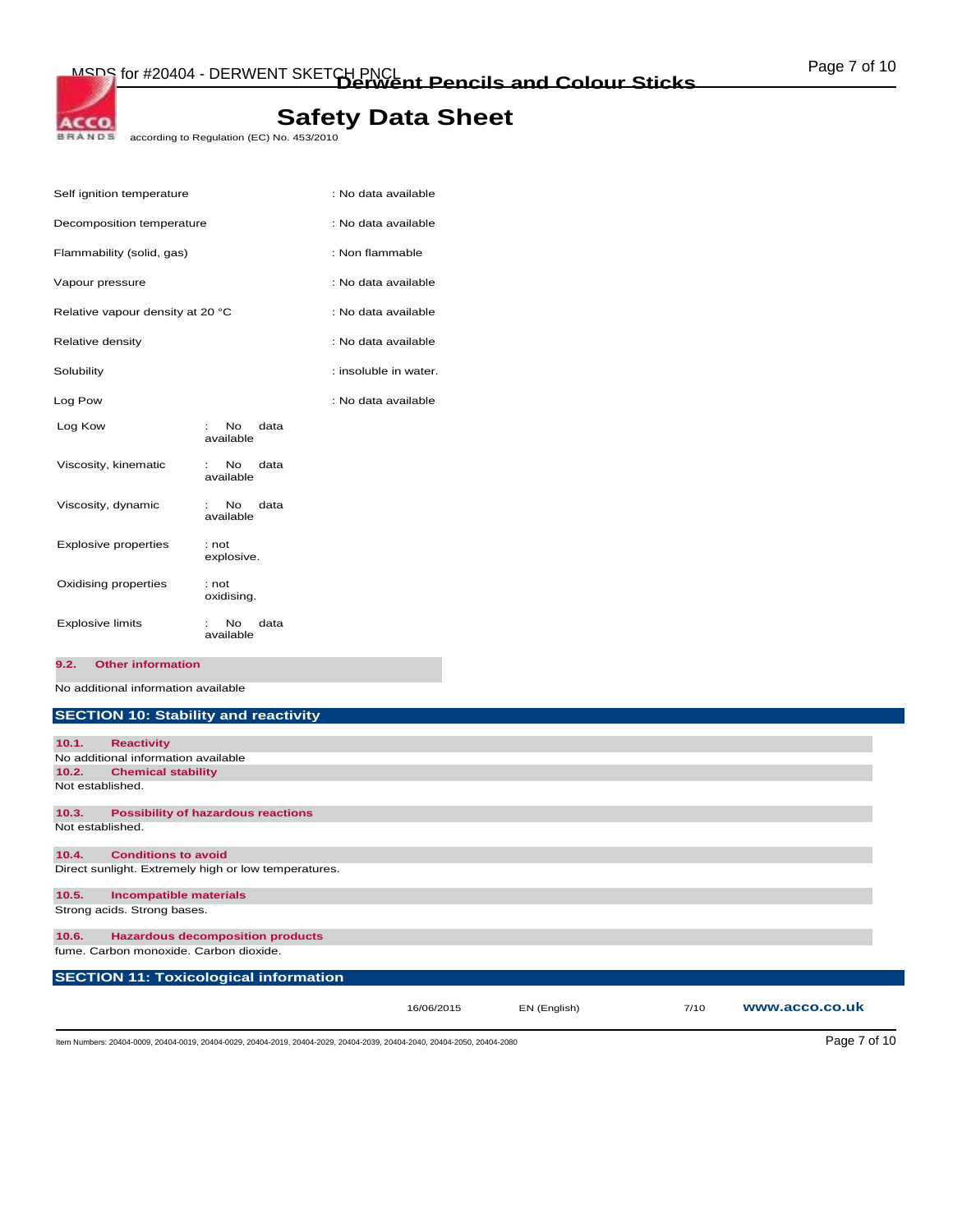| | |
|---|---|
| Self ignition temperature | : No data available |
| Decomposition temperature | : No data available |
| Flammability (solid, gas) | : Non flammable |
| Vapour pressure | : No data available |
| Relative vapour density at 20 °C | : No data available |
| Relative density | : No data available |
| Solubility | : insoluble in water. |
| Log Pow | : No data available |
| Log Kow | : No data available |
| Viscosity, kinematic | : No data available |
| Viscosity, dynamic | : No data available |
| Explosive properties | : not explosive. |
| Oxidising properties | : not oxidising. |
| Explosive limits | : No data available |

### 9.2. Other information

No additional information available

## SECTION 10: Stability and reactivity

### 10.1. Reactivity

No additional information available

### 10.2. Chemical stability

Not established.

### 10.3. Possibility of hazardous reactions

Not established.

### 10.4. Conditions to avoid

Direct sunlight. Extremely high or low temperatures.

### 10.5. Incompatible materials

Strong acids. Strong bases.

### 10.6. Hazardous decomposition products

fume. Carbon monoxide. Carbon dioxide.

## SECTION 11: Toxicological information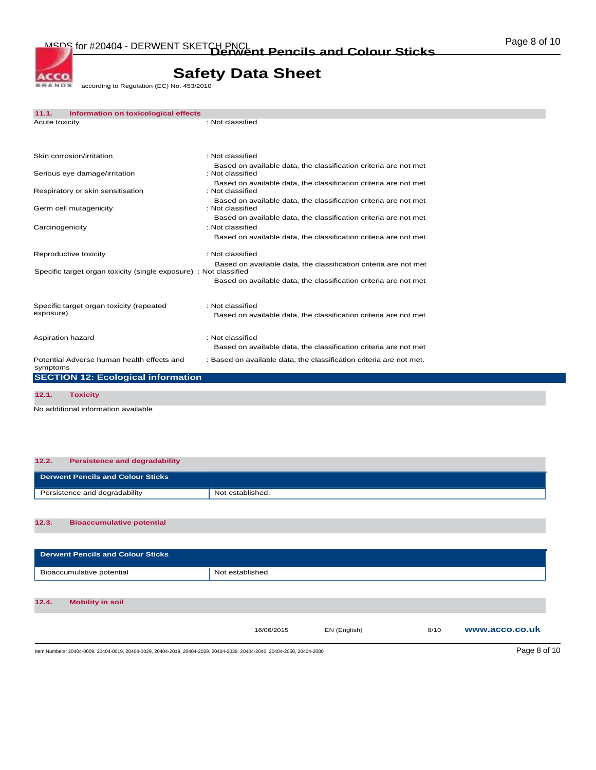### 11.1. Information on toxicological effects

| | |
|---|---|
| Acute toxicity | : Not classified |
| Skin corrosion/irritation | : Not classified<br>Based on available data, the classification criteria are not met |
| Serious eye damage/irritation | : Not classified<br>Based on available data, the classification criteria are not met |
| Respiratory or skin sensitisation | : Not classified<br>Based on available data, the classification criteria are not met |
| Germ cell mutagenicity | : Not classified<br>Based on available data, the classification criteria are not met |
| Carcinogenicity | : Not classified<br>Based on available data, the classification criteria are not met |
| Reproductive toxicity | : Not classified<br>Based on available data, the classification criteria are not met |
| Specific target organ toxicity (single exposure) | : Not classified<br>Based on available data, the classification criteria are not met |
| Specific target organ toxicity (repeated exposure) | : Not classified<br>Based on available data, the classification criteria are not met |
| Aspiration hazard | : Not classified<br>Based on available data, the classification criteria are not met |
| Potential Adverse human health effects and symptoms | : Based on available data, the classification criteria are not met. |

## SECTION 12: Ecological information

### 12.1. Toxicity

No additional information available

### 12.2. Persistence and degradability

| Derwent Pencils and Colour Sticks | |
|---|---|
| Persistence and degradability | Not established. |

### 12.3. Bioaccumulative potential

| Derwent Pencils and Colour Sticks | |
|---|---|
| Bioaccumulative potential | Not established. |

### 12.4. Mobility in soil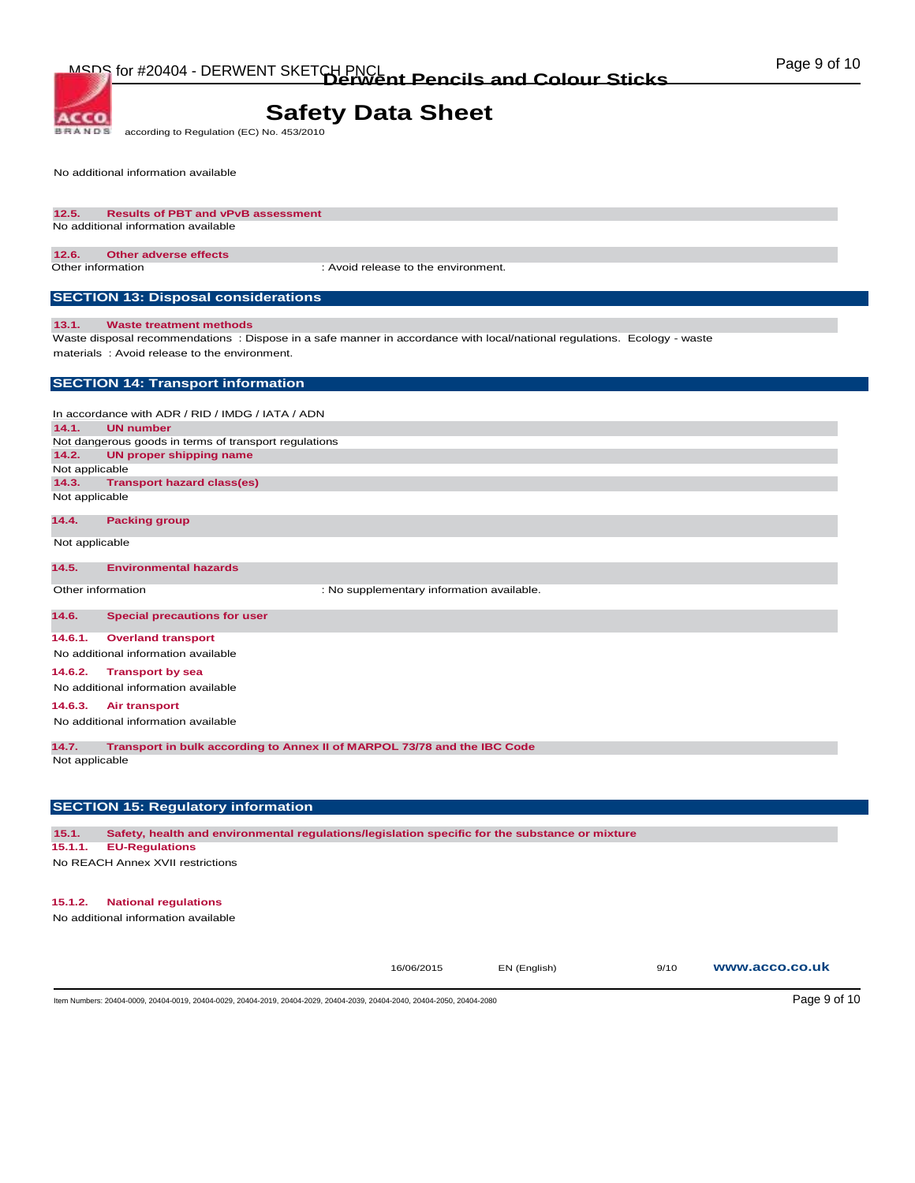No additional information available

### 12.5. Results of PBT and vPvB assessment

No additional information available

### 12.6. Other adverse effects

Other information : Avoid release to the environment.

## SECTION 13: Disposal considerations

### 13.1. Waste treatment methods

Waste disposal recommendations : Dispose in a safe manner in accordance with local/national regulations. Ecology - waste materials : Avoid release to the environment.

## SECTION 14: Transport information

In accordance with ADR / RID / IMDG / IATA / ADN

### 14.1. UN number

Not dangerous goods in terms of transport regulations

### 14.2. UN proper shipping name

Not applicable

### 14.3. Transport hazard class(es)

Not applicable

### 14.4. Packing group

Not applicable

### 14.5. Environmental hazards

Other information : No supplementary information available.

### 14.6. Special precautions for user

#### 14.6.1. Overland transport

No additional information available

#### 14.6.2. Transport by sea

No additional information available

#### 14.6.3. Air transport

No additional information available

### 14.7. Transport in bulk according to Annex II of MARPOL 73/78 and the IBC Code

Not applicable

## SECTION 15: Regulatory information

### 15.1. Safety, health and environmental regulations/legislation specific for the substance or mixture

#### 15.1.1. EU-Regulations

No REACH Annex XVII restrictions

#### 15.1.2. National regulations

No additional information available

Item Numbers: 20404-0009, 20404-0019, 20404-0029, 20404-2019, 20404-2029, 20404-2039, 20404-2040, 20404-2050, 20404-2080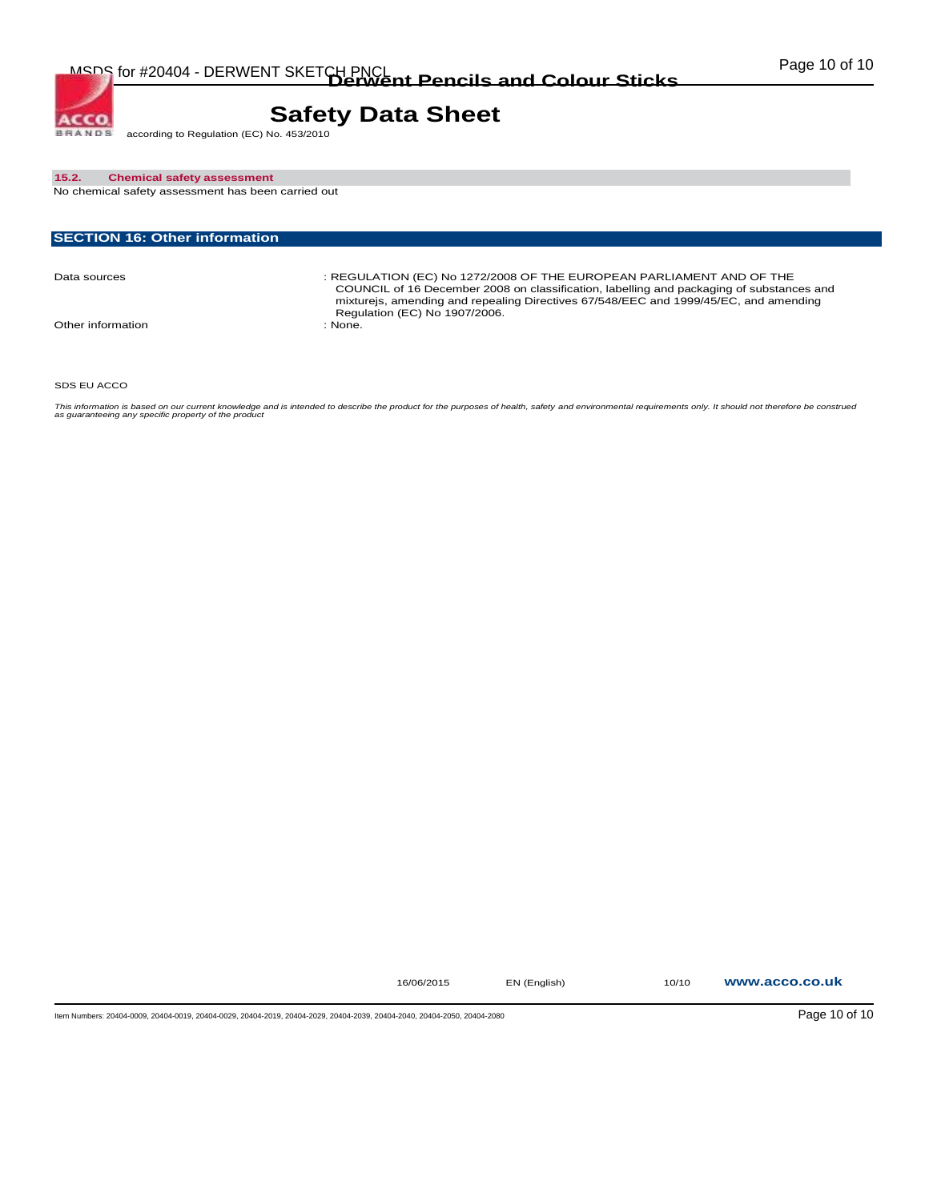### 15.2. Chemical safety assessment

No chemical safety assessment has been carried out

## SECTION 16: Other information

| | |
|---|---|
| Data sources | : REGULATION (EC) No 1272/2008 OF THE EUROPEAN PARLIAMENT AND OF THE COUNCIL of 16 December 2008 on classification, labelling and packaging of substances and mixturejs, amending and repealing Directives 67/548/EEC and 1999/45/EC, and amending Regulation (EC) No 1907/2006. |
| Other information | : None. |

SDS EU ACCO

*This information is based on our current knowledge and is intended to describe the product for the purposes of health, safety and environmental requirements only. It should not therefore be construed as guaranteeing any specific property of the product*

Item Numbers: 20404-0009, 20404-0019, 20404-0029, 20404-2019, 20404-2029, 20404-2039, 20404-2040, 20404-2050, 20404-2080